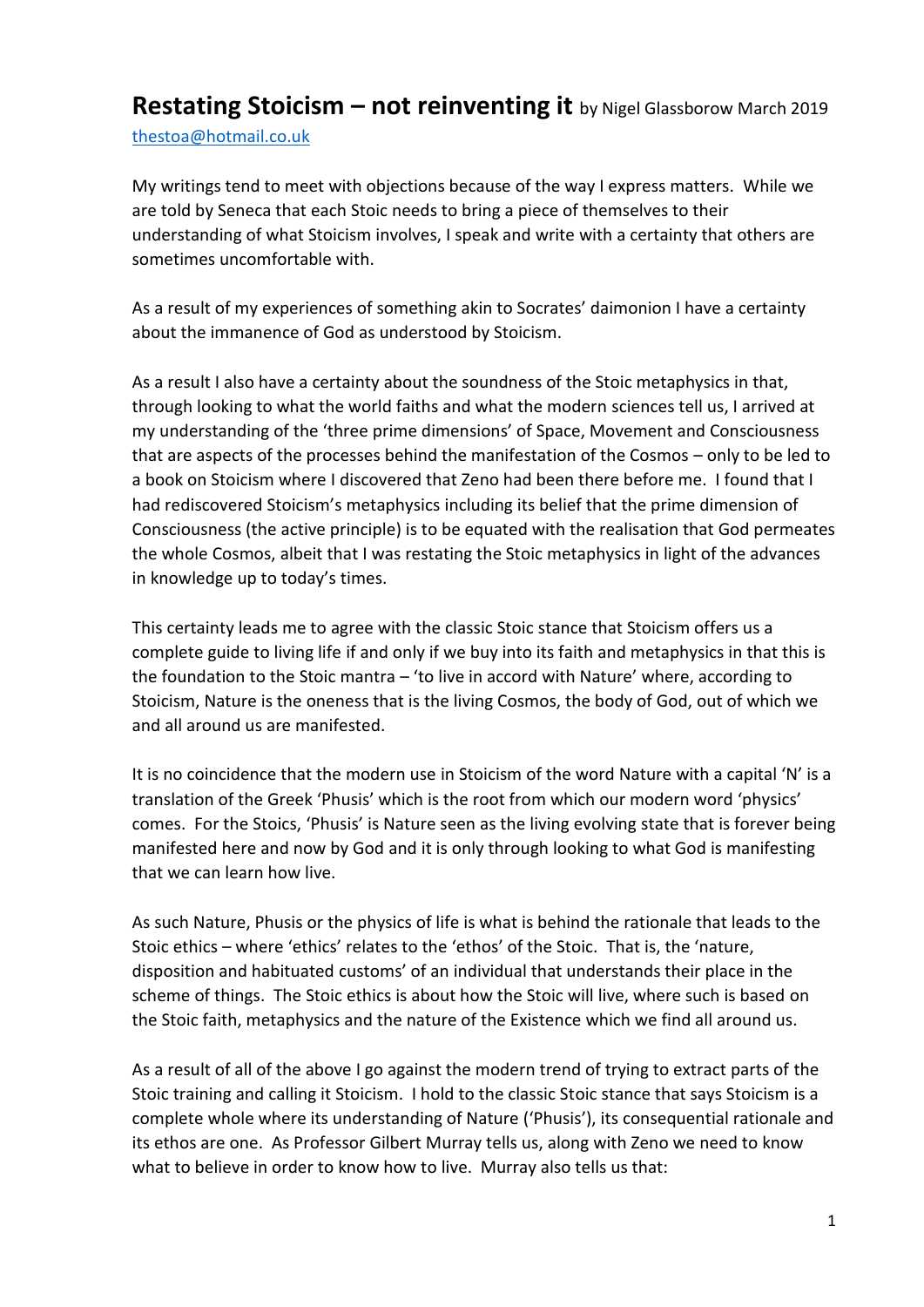# **Restating Stoicism – not reinventing it** by Nigel Glassborow March 2019

thestoa@hotmail.co.uk

My writings tend to meet with objections because of the way I express matters. While we are told by Seneca that each Stoic needs to bring a piece of themselves to their understanding of what Stoicism involves, I speak and write with a certainty that others are sometimes uncomfortable with.

As a result of my experiences of something akin to Socrates' daimonion I have a certainty about the immanence of God as understood by Stoicism.

As a result I also have a certainty about the soundness of the Stoic metaphysics in that, through looking to what the world faiths and what the modern sciences tell us, I arrived at my understanding of the 'three prime dimensions' of Space, Movement and Consciousness that are aspects of the processes behind the manifestation of the Cosmos – only to be led to a book on Stoicism where I discovered that Zeno had been there before me. I found that I had rediscovered Stoicism's metaphysics including its belief that the prime dimension of Consciousness (the active principle) is to be equated with the realisation that God permeates the whole Cosmos, albeit that I was restating the Stoic metaphysics in light of the advances in knowledge up to today's times.

This certainty leads me to agree with the classic Stoic stance that Stoicism offers us a complete guide to living life if and only if we buy into its faith and metaphysics in that this is the foundation to the Stoic mantra – 'to live in accord with Nature' where, according to Stoicism, Nature is the oneness that is the living Cosmos, the body of God, out of which we and all around us are manifested.

It is no coincidence that the modern use in Stoicism of the word Nature with a capital 'N' is a translation of the Greek 'Phusis' which is the root from which our modern word 'physics' comes. For the Stoics, 'Phusis' is Nature seen as the living evolving state that is forever being manifested here and now by God and it is only through looking to what God is manifesting that we can learn how live.

As such Nature, Phusis or the physics of life is what is behind the rationale that leads to the Stoic ethics – where 'ethics' relates to the 'ethos' of the Stoic. That is, the 'nature, disposition and habituated customs' of an individual that understands their place in the scheme of things. The Stoic ethics is about how the Stoic will live, where such is based on the Stoic faith, metaphysics and the nature of the Existence which we find all around us.

As a result of all of the above I go against the modern trend of trying to extract parts of the Stoic training and calling it Stoicism. I hold to the classic Stoic stance that says Stoicism is a complete whole where its understanding of Nature ('Phusis'), its consequential rationale and its ethos are one. As Professor Gilbert Murray tells us, along with Zeno we need to know what to believe in order to know how to live. Murray also tells us that: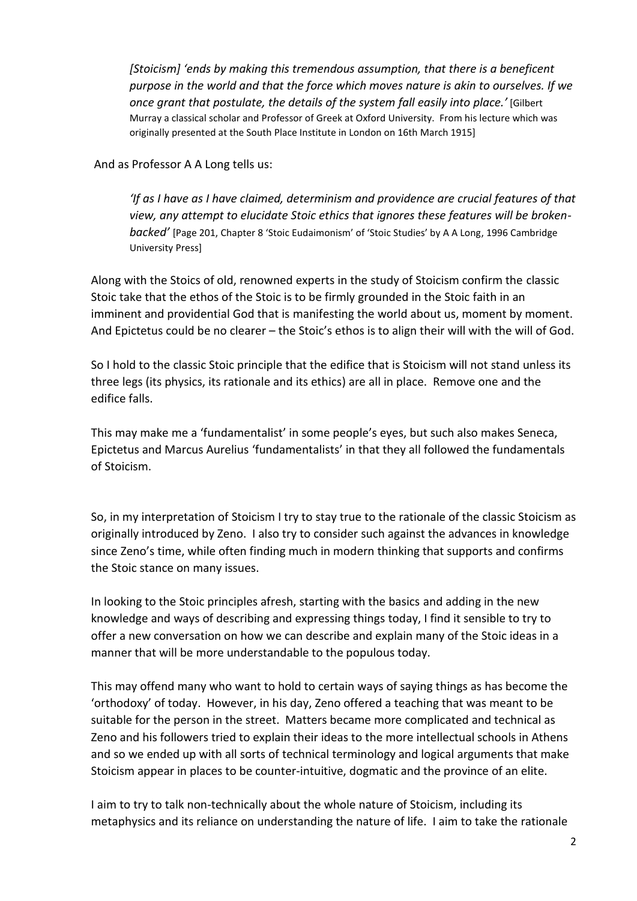> *[Stoicism] 'ends by making this tremendous assumption, that there is a beneficent purpose in the world and that the force which moves nature is akin to ourselves. If we once grant that postulate, the details of the system fall easily into place.'* [Gilbert Murray a classical scholar and Professor of Greek at Oxford University. From his lecture which was originally presented at the South Place Institute in London on 16th March 1915]

And as Professor A A Long tells us:

> *'If as I have as I have claimed, determinism and providence are crucial features of that view, any attempt to elucidate Stoic ethics that ignores these features will be broken-backed'* [Page 201, Chapter 8 'Stoic Eudaimonism' of 'Stoic Studies' by A A Long, 1996 Cambridge University Press]

Along with the Stoics of old, renowned experts in the study of Stoicism confirm the classic Stoic take that the ethos of the Stoic is to be firmly grounded in the Stoic faith in an imminent and providential God that is manifesting the world about us, moment by moment. And Epictetus could be no clearer – the Stoic's ethos is to align their will with the will of God.

So I hold to the classic Stoic principle that the edifice that is Stoicism will not stand unless its three legs (its physics, its rationale and its ethics) are all in place. Remove one and the edifice falls.

This may make me a 'fundamentalist' in some people's eyes, but such also makes Seneca, Epictetus and Marcus Aurelius 'fundamentalists' in that they all followed the fundamentals of Stoicism.

So, in my interpretation of Stoicism I try to stay true to the rationale of the classic Stoicism as originally introduced by Zeno. I also try to consider such against the advances in knowledge since Zeno's time, while often finding much in modern thinking that supports and confirms the Stoic stance on many issues.

In looking to the Stoic principles afresh, starting with the basics and adding in the new knowledge and ways of describing and expressing things today, I find it sensible to try to offer a new conversation on how we can describe and explain many of the Stoic ideas in a manner that will be more understandable to the populous today.

This may offend many who want to hold to certain ways of saying things as has become the 'orthodoxy' of today. However, in his day, Zeno offered a teaching that was meant to be suitable for the person in the street. Matters became more complicated and technical as Zeno and his followers tried to explain their ideas to the more intellectual schools in Athens and so we ended up with all sorts of technical terminology and logical arguments that make Stoicism appear in places to be counter-intuitive, dogmatic and the province of an elite.

I aim to try to talk non-technically about the whole nature of Stoicism, including its metaphysics and its reliance on understanding the nature of life. I aim to take the rationale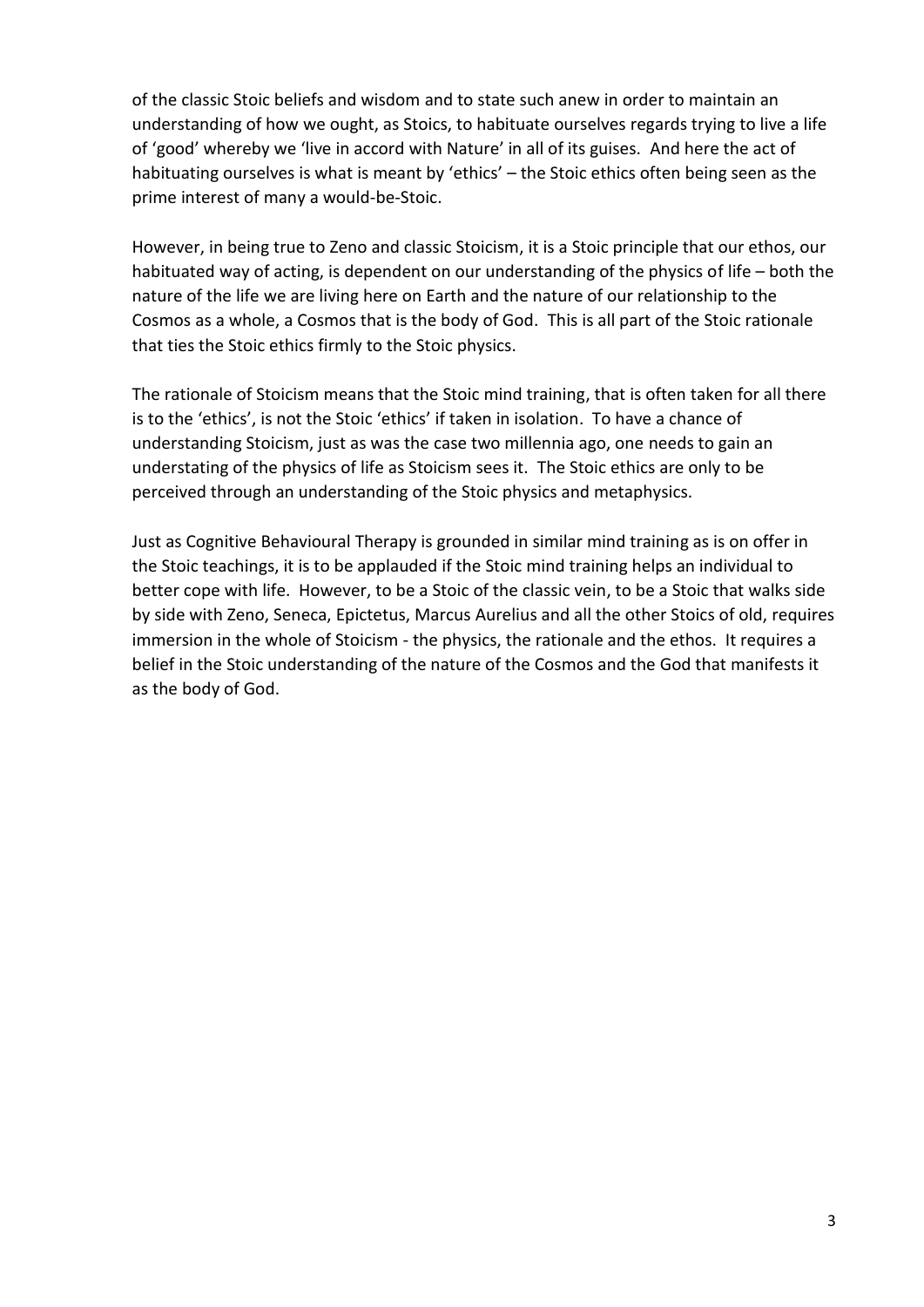of the classic Stoic beliefs and wisdom and to state such anew in order to maintain an understanding of how we ought, as Stoics, to habituate ourselves regards trying to live a life of 'good' whereby we 'live in accord with Nature' in all of its guises. And here the act of habituating ourselves is what is meant by 'ethics' – the Stoic ethics often being seen as the prime interest of many a would-be-Stoic.

However, in being true to Zeno and classic Stoicism, it is a Stoic principle that our ethos, our habituated way of acting, is dependent on our understanding of the physics of life – both the nature of the life we are living here on Earth and the nature of our relationship to the Cosmos as a whole, a Cosmos that is the body of God. This is all part of the Stoic rationale that ties the Stoic ethics firmly to the Stoic physics.

The rationale of Stoicism means that the Stoic mind training, that is often taken for all there is to the 'ethics', is not the Stoic 'ethics' if taken in isolation. To have a chance of understanding Stoicism, just as was the case two millennia ago, one needs to gain an understating of the physics of life as Stoicism sees it. The Stoic ethics are only to be perceived through an understanding of the Stoic physics and metaphysics.

Just as Cognitive Behavioural Therapy is grounded in similar mind training as is on offer in the Stoic teachings, it is to be applauded if the Stoic mind training helps an individual to better cope with life. However, to be a Stoic of the classic vein, to be a Stoic that walks side by side with Zeno, Seneca, Epictetus, Marcus Aurelius and all the other Stoics of old, requires immersion in the whole of Stoicism - the physics, the rationale and the ethos. It requires a belief in the Stoic understanding of the nature of the Cosmos and the God that manifests it as the body of God.